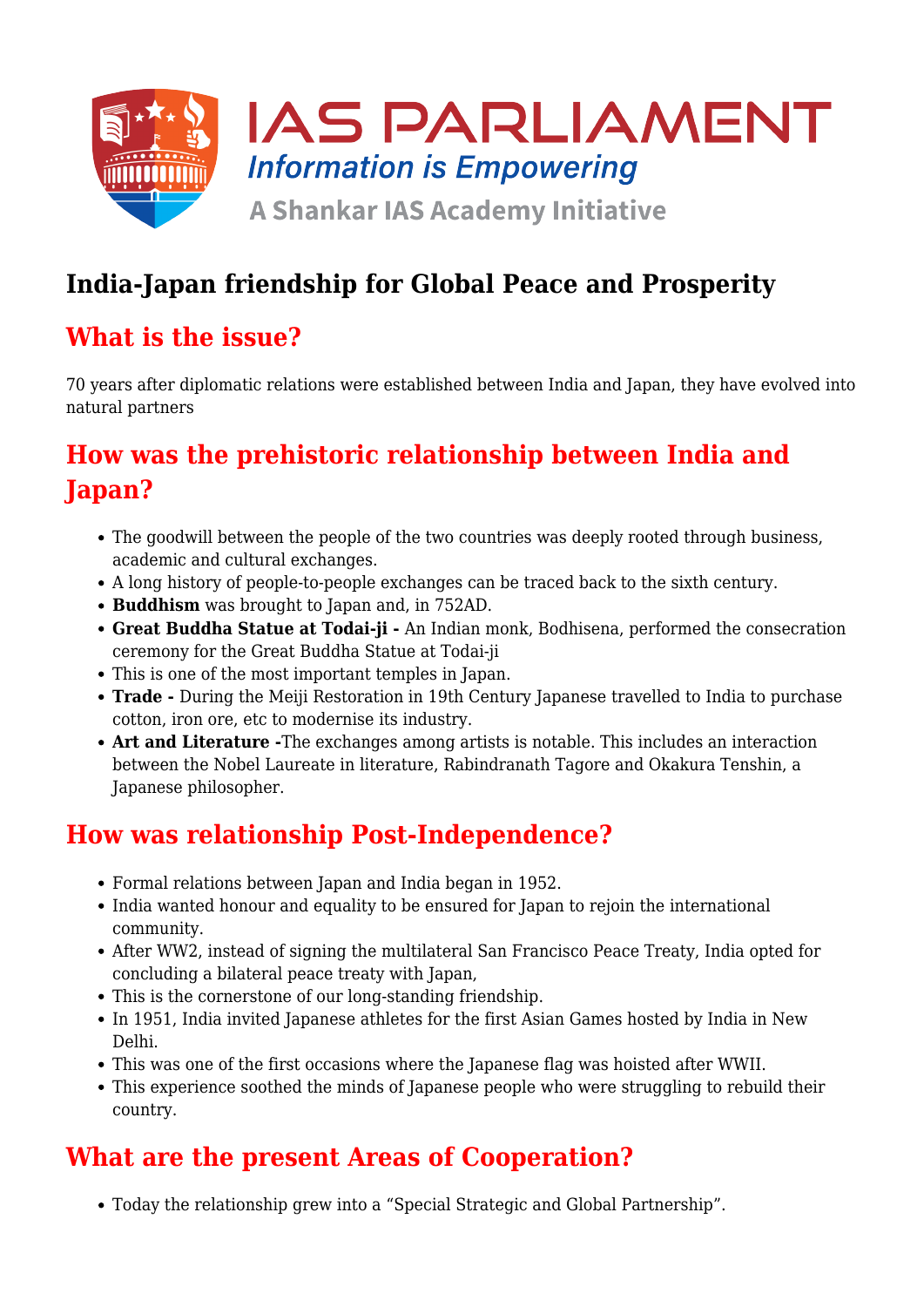# India-Japan friendship for Global Peace and Prosperity

## What is the issue?

70 years after diplomatic relations were established between India and Japan, they have evolved into natural partners

## How was the prehistoric relationship between India and Japan?

- The goodwill between the people of the two countries was deeply rooted through business, academic and cultural exchanges.
- A long history of people-to-people exchanges can be traced back to the sixth century.
- **Buddhism** was brought to Japan and, in 752AD.
- **Great Buddha Statue at Todai-ji -** An Indian monk, Bodhisena, performed the consecration ceremony for the Great Buddha Statue at Todai-ji
- This is one of the most important temples in Japan.
- **Trade -** During the Meiji Restoration in 19th Century Japanese travelled to India to purchase cotton, iron ore, etc to modernise its industry.
- **Art and Literature -**The exchanges among artists is notable. This includes an interaction between the Nobel Laureate in literature, Rabindranath Tagore and Okakura Tenshin, a Japanese philosopher.

## How was relationship Post-Independence?

- Formal relations between Japan and India began in 1952.
- India wanted honour and equality to be ensured for Japan to rejoin the international community.
- After WW2, instead of signing the multilateral San Francisco Peace Treaty, India opted for concluding a bilateral peace treaty with Japan,
- This is the cornerstone of our long-standing friendship.
- In 1951, India invited Japanese athletes for the first Asian Games hosted by India in New Delhi.
- This was one of the first occasions where the Japanese flag was hoisted after WWII.
- This experience soothed the minds of Japanese people who were struggling to rebuild their country.

## What are the present Areas of Cooperation?

- Today the relationship grew into a "Special Strategic and Global Partnership".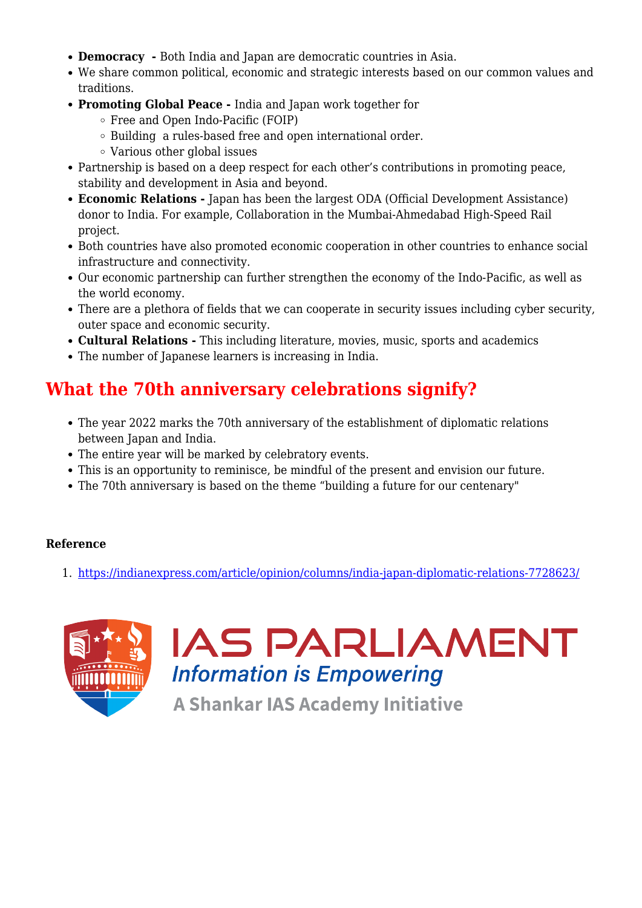- **Democracy -** Both India and Japan are democratic countries in Asia.
- We share common political, economic and strategic interests based on our common values and traditions.
- **Promoting Global Peace -** India and Japan work together for
  - Free and Open Indo-Pacific (FOIP)
  - Building a rules-based free and open international order.
  - Various other global issues
- Partnership is based on a deep respect for each other's contributions in promoting peace, stability and development in Asia and beyond.
- **Economic Relations -** Japan has been the largest ODA (Official Development Assistance) donor to India. For example, Collaboration in the Mumbai-Ahmedabad High-Speed Rail project.
- Both countries have also promoted economic cooperation in other countries to enhance social infrastructure and connectivity.
- Our economic partnership can further strengthen the economy of the Indo-Pacific, as well as the world economy.
- There are a plethora of fields that we can cooperate in security issues including cyber security, outer space and economic security.
- **Cultural Relations -** This including literature, movies, music, sports and academics
- The number of Japanese learners is increasing in India.

## What the 70th anniversary celebrations signify?

- The year 2022 marks the 70th anniversary of the establishment of diplomatic relations between Japan and India.
- The entire year will be marked by celebratory events.
- This is an opportunity to reminisce, be mindful of the present and envision our future.
- The 70th anniversary is based on the theme "building a future for our centenary"

**Reference**

1. https://indianexpress.com/article/opinion/columns/india-japan-diplomatic-relations-7728623/

IAS PARLIAMENT
*Information is Empowering*
A Shankar IAS Academy Initiative